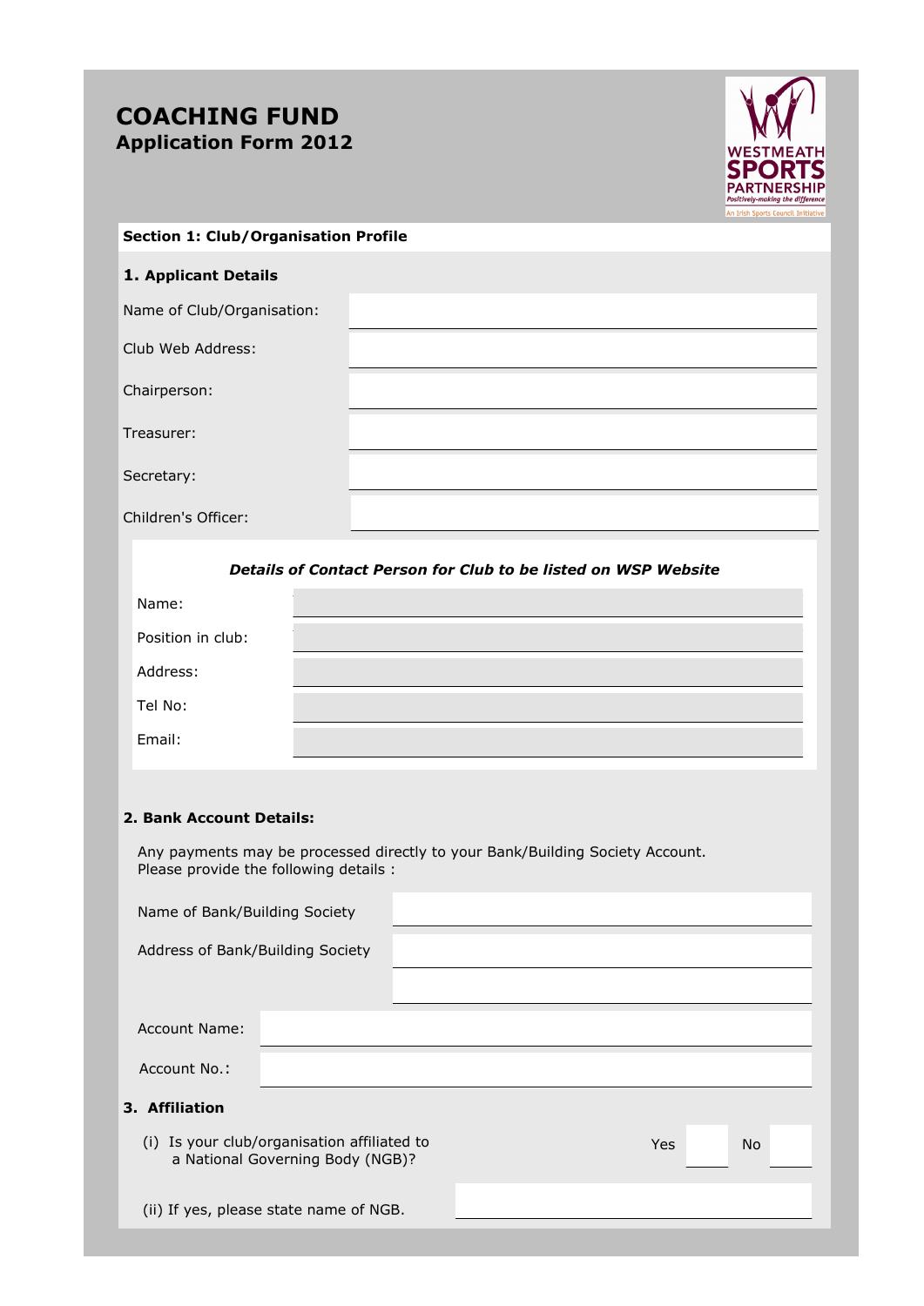# COACHING FUND

## Application Form 2012

WESTMEATH SPORTS PARTNERSHIP
Positively-making the difference
An Irish Sports Council Initiative

### Section 1: Club/Organisation Profile

#### 1. Applicant Details

| | |
|---|---|
| Name of Club/Organisation: | |
| Club Web Address: | |
| Chairperson: | |
| Treasurer: | |
| Secretary: | |
| Children's Officer: | |

***Details of Contact Person for Club to be listed on WSP Website***

| | |
|---|---|
| Name: | |
| Position in club: | |
| Address: | |
| Tel No: | |
| Email: | |

#### 2. Bank Account Details:

Any payments may be processed directly to your Bank/Building Society Account.
Please provide the following details :

| | |
|---|---|
| Name of Bank/Building Society | |
| Address of Bank/Building Society | |
| | |
| Account Name: | |
| Account No.: | |

#### 3. Affiliation

(i) Is your club/organisation affiliated to a National Governing Body (NGB)? Yes ☐ No ☐

(ii) If yes, please state name of NGB. ____________________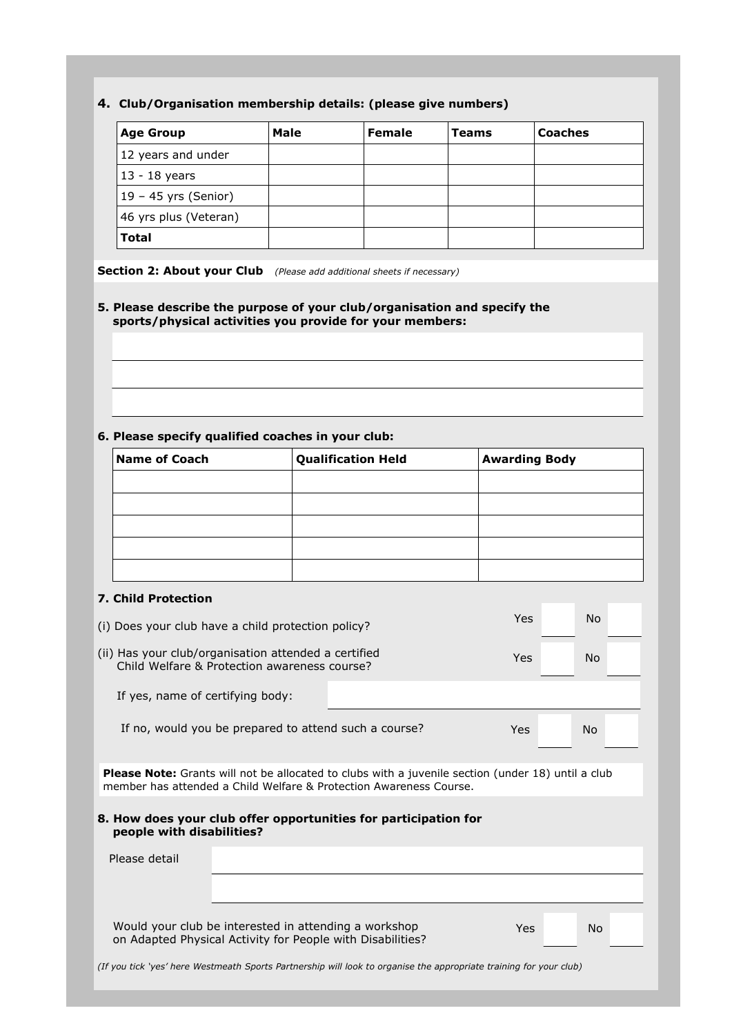**4. Club/Organisation membership details: (please give numbers)**

| Age Group | Male | Female | Teams | Coaches |
|---|---|---|---|---|
| 12 years and under | | | | |
| 13 - 18 years | | | | |
| 19 – 45 yrs (Senior) | | | | |
| 46 yrs plus (Veteran) | | | | |
| **Total** | | | | |

## Section 2: About your Club *(Please add additional sheets if necessary)*

**5. Please describe the purpose of your club/organisation and specify the sports/physical activities you provide for your members:**

**6. Please specify qualified coaches in your club:**

| Name of Coach | Qualification Held | Awarding Body |
|---|---|---|
| | | |
| | | |
| | | |
| | | |
| | | |

**7. Child Protection**

(i) Does your club have a child protection policy? Yes ☐ No ☐

(ii) Has your club/organisation attended a certified Child Welfare & Protection awareness course? Yes ☐ No ☐

If yes, name of certifying body:

If no, would you be prepared to attend such a course? Yes ☐ No ☐

**Please Note:** Grants will not be allocated to clubs with a juvenile section (under 18) until a club member has attended a Child Welfare & Protection Awareness Course.

**8. How does your club offer opportunities for participation for people with disabilities?**

Please detail

Would your club be interested in attending a workshop on Adapted Physical Activity for People with Disabilities? Yes ☐ No ☐

*(If you tick 'yes' here Westmeath Sports Partnership will look to organise the appropriate training for your club)*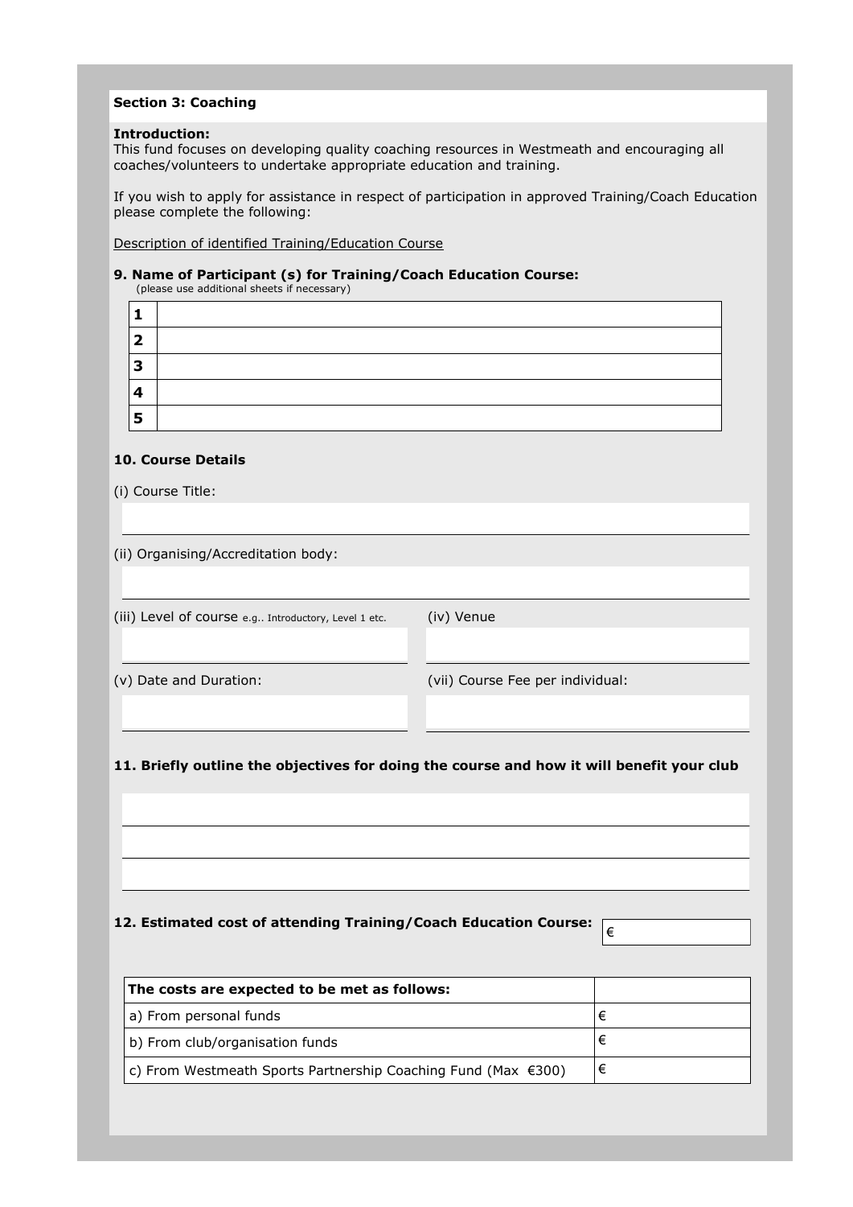**Section 3: Coaching**

**Introduction:**
This fund focuses on developing quality coaching resources in Westmeath and encouraging all coaches/volunteers to undertake appropriate education and training.

If you wish to apply for assistance in respect of participation in approved Training/Coach Education please complete the following:

Description of identified Training/Education Course

**9. Name of Participant (s) for Training/Coach Education Course:**
(please use additional sheets if necessary)

| | |
|---|---|
| **1** | |
| **2** | |
| **3** | |
| **4** | |
| **5** | |

**10. Course Details**

(i) Course Title:

(ii) Organising/Accreditation body:

(iii) Level of course e.g.. Introductory, Level 1 etc.

(iv) Venue

(v) Date and Duration:

(vii) Course Fee per individual:

**11. Briefly outline the objectives for doing the course and how it will benefit your club**

**12. Estimated cost of attending Training/Coach Education Course:** €

| **The costs are expected to be met as follows:** | |
|---|---|
| a) From personal funds | € |
| b) From club/organisation funds | € |
| c) From Westmeath Sports Partnership Coaching Fund (Max €300) | € |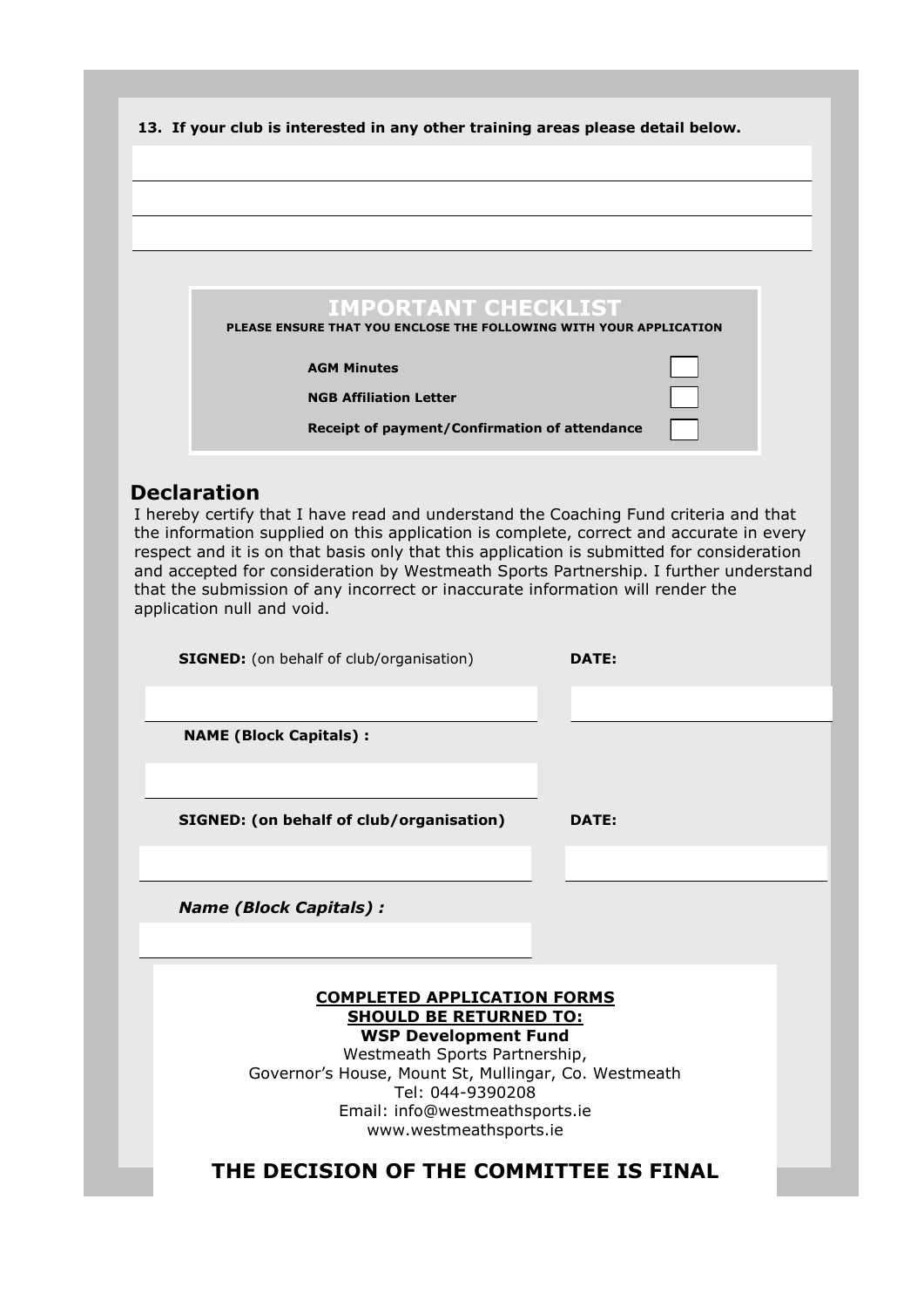**13. If your club is interested in any other training areas please detail below.**

## IMPORTANT CHECKLIST

**PLEASE ENSURE THAT YOU ENCLOSE THE FOLLOWING WITH YOUR APPLICATION**

- **AGM Minutes** ☐
- **NGB Affiliation Letter** ☐
- **Receipt of payment/Confirmation of attendance** ☐

## Declaration

I hereby certify that I have read and understand the Coaching Fund criteria and that the information supplied on this application is complete, correct and accurate in every respect and it is on that basis only that this application is submitted for consideration and accepted for consideration by Westmeath Sports Partnership. I further understand that the submission of any incorrect or inaccurate information will render the application null and void.

**SIGNED:** (on behalf of club/organisation) **DATE:**

**NAME (Block Capitals) :**

**SIGNED: (on behalf of club/organisation)** **DATE:**

***Name (Block Capitals) :***

**COMPLETED APPLICATION FORMS SHOULD BE RETURNED TO:**
**WSP Development Fund**
Westmeath Sports Partnership,
Governor's House, Mount St, Mullingar, Co. Westmeath
Tel: 044-9390208
Email: info@westmeathsports.ie
www.westmeathsports.ie

**THE DECISION OF THE COMMITTEE IS FINAL**